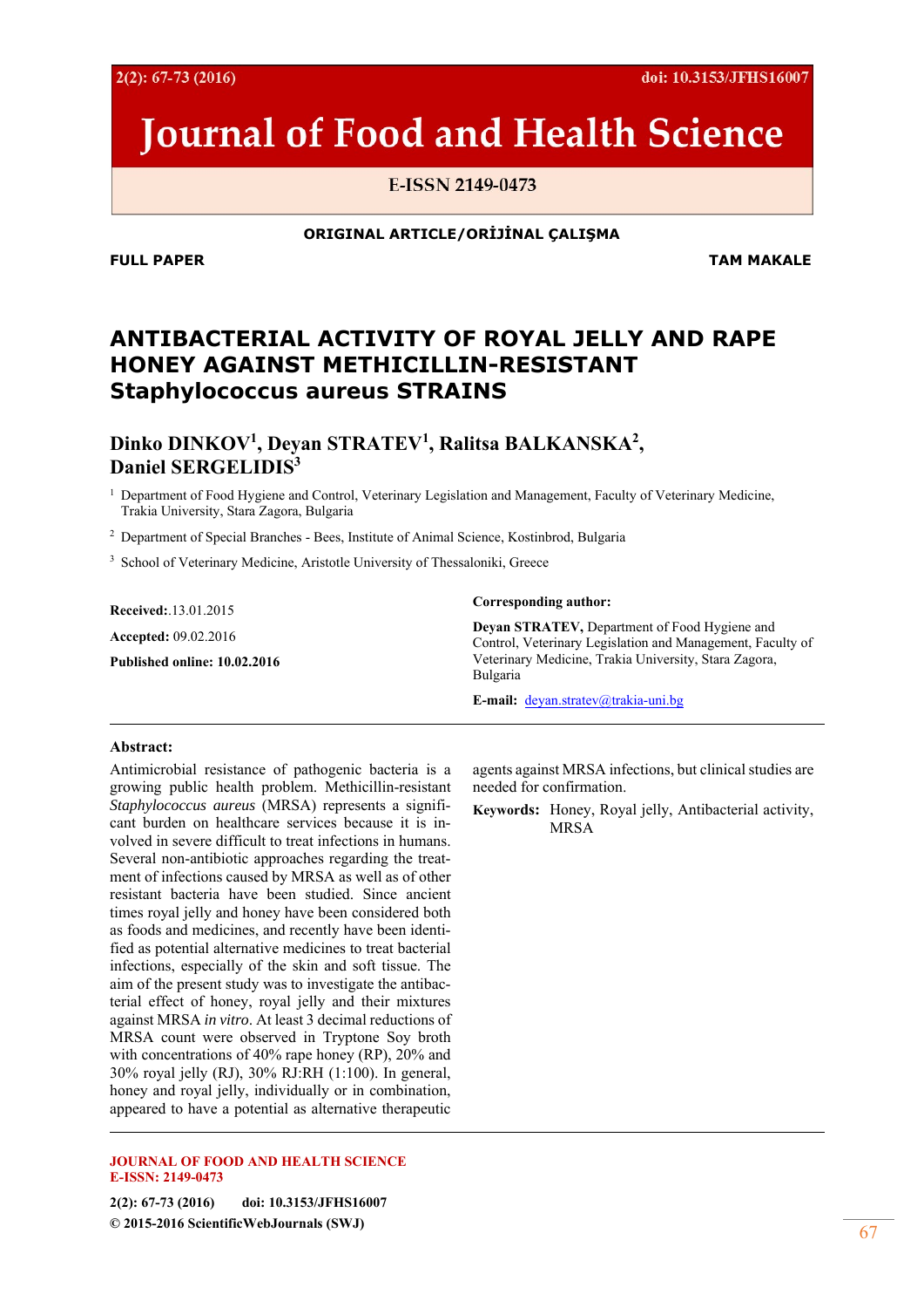# Journal of Food and Health Science

E-ISSN 2149-0473

**ORIGINAL ARTICLE/ORİJİNAL ÇALIŞMA**

**FULL PAPER** **TAM MAKALE**

## ANTIBACTERIAL ACTIVITY OF ROYAL JELLY AND RAPE HONEY AGAINST METHICILLIN-RESISTANT *Staphylococcus aureus* STRAINS

**Dinko DINKOV[1], Deyan STRATEV[1], Ralitsa BALKANSKA[2], Daniel SERGELIDIS[3]**

[1] Department of Food Hygiene and Control, Veterinary Legislation and Management, Faculty of Veterinary Medicine, Trakia University, Stara Zagora, Bulgaria

[2] Department of Special Branches - Bees, Institute of Animal Science, Kostinbrod, Bulgaria

[3] School of Veterinary Medicine, Aristotle University of Thessaloniki, Greece

**Received:**.13.01.2015

**Accepted:** 09.02.2016

**Published online: 10.02.2016**

**Corresponding author:**

**Deyan STRATEV,** Department of Food Hygiene and Control, Veterinary Legislation and Management, Faculty of Veterinary Medicine, Trakia University, Stara Zagora, Bulgaria

**E-mail:** deyan.stratev@trakia-uni.bg

**Abstract:**

Antimicrobial resistance of pathogenic bacteria is a growing public health problem. Methicillin-resistant *Staphylococcus aureus* (MRSA) represents a significant burden on healthcare services because it is involved in severe difficult to treat infections in humans. Several non-antibiotic approaches regarding the treatment of infections caused by MRSA as well as of other resistant bacteria have been studied. Since ancient times royal jelly and honey have been considered both as foods and medicines, and recently have been identified as potential alternative medicines to treat bacterial infections, especially of the skin and soft tissue. The aim of the present study was to investigate the antibacterial effect of honey, royal jelly and their mixtures against MRSA *in vitro*. At least 3 decimal reductions of MRSA count were observed in Tryptone Soy broth with concentrations of 40% rape honey (RP), 20% and 30% royal jelly (RJ), 30% RJ:RH (1:100). In general, honey and royal jelly, individually or in combination, appeared to have a potential as alternative therapeutic agents against MRSA infections, but clinical studies are needed for confirmation.

**Keywords:** Honey, Royal jelly, Antibacterial activity, MRSA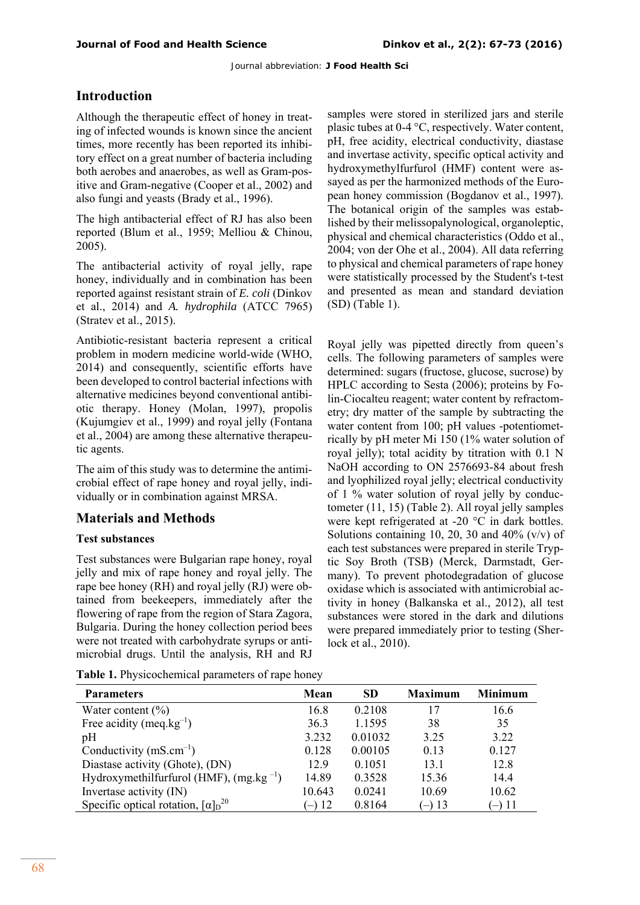## Introduction

Although the therapeutic effect of honey in treating of infected wounds is known since the ancient times, more recently has been reported its inhibitory effect on a great number of bacteria including both aerobes and anaerobes, as well as Gram-positive and Gram-negative (Cooper et al., 2002) and also fungi and yeasts (Brady et al., 1996).

The high antibacterial effect of RJ has also been reported (Blum et al., 1959; Melliou & Chinou, 2005).

The antibacterial activity of royal jelly, rape honey, individually and in combination has been reported against resistant strain of *E. coli* (Dinkov et al., 2014) and *A. hydrophila* (ATCC 7965) (Stratev et al., 2015).

Antibiotic-resistant bacteria represent a critical problem in modern medicine world-wide (WHO, 2014) and consequently, scientific efforts have been developed to control bacterial infections with alternative medicines beyond conventional antibiotic therapy. Honey (Molan, 1997), propolis (Kujumgiev et al., 1999) and royal jelly (Fontana et al., 2004) are among these alternative therapeutic agents.

The aim of this study was to determine the antimicrobial effect of rape honey and royal jelly, individually or in combination against MRSA.

## Materials and Methods

### Test substances

Test substances were Bulgarian rape honey, royal jelly and mix of rape honey and royal jelly. The rape bee honey (RH) and royal jelly (RJ) were obtained from beekeepers, immediately after the flowering of rape from the region of Stara Zagora, Bulgaria. During the honey collection period bees were not treated with carbohydrate syrups or antimicrobial drugs. Until the analysis, RH and RJ samples were stored in sterilized jars and sterile plasic tubes at 0-4 °C, respectively. Water content, pH, free acidity, electrical conductivity, diastase and invertase activity, specific optical activity and hydroxymethylfurfurol (HMF) content were assayed as per the harmonized methods of the European honey commission (Bogdanov et al., 1997). The botanical origin of the samples was established by their melissopalynological, organoleptic, physical and chemical characteristics (Oddo et al., 2004; von der Ohe et al., 2004). All data referring to physical and chemical parameters of rape honey were statistically processed by the Student's t-test and presented as mean and standard deviation (SD) (Table 1).

Royal jelly was pipetted directly from queen's cells. The following parameters of samples were determined: sugars (fructose, glucose, sucrose) by HPLC according to Sesta (2006); proteins by Folin-Ciocalteu reagent; water content by refractometry; dry matter of the sample by subtracting the water content from 100; pH values -potentiometrically by pH meter Mi 150 (1% water solution of royal jelly); total acidity by titration with 0.1 N NaOH according to ON 2576693-84 about fresh and lyophilized royal jelly; electrical conductivity of 1 % water solution of royal jelly by conductometer (11, 15) (Table 2). All royal jelly samples were kept refrigerated at -20 °C in dark bottles. Solutions containing 10, 20, 30 and 40% (v/v) of each test substances were prepared in sterile Tryptic Soy Broth (TSB) (Merck, Darmstadt, Germany). To prevent photodegradation of glucose oxidase which is associated with antimicrobial activity in honey (Balkanska et al., 2012), all test substances were stored in the dark and dilutions were prepared immediately prior to testing (Sherlock et al., 2010).

**Table 1.** Physicochemical parameters of rape honey

| Parameters | Mean | SD | Maximum | Minimum |
|---|---|---|---|---|
| Water content (%) | 16.8 | 0.2108 | 17 | 16.6 |
| Free acidity (meq.kg$^{-1}$) | 36.3 | 1.1595 | 38 | 35 |
| pH | 3.232 | 0.01032 | 3.25 | 3.22 |
| Conductivity (mS.cm$^{-1}$) | 0.128 | 0.00105 | 0.13 | 0.127 |
| Diastase activity (Ghote), (DN) | 12.9 | 0.1051 | 13.1 | 12.8 |
| Hydroxymethilfurfurol (HMF), (mg.kg$^{-1}$) | 14.89 | 0.3528 | 15.36 | 14.4 |
| Invertase activity (IN) | 10.643 | 0.0241 | 10.69 | 10.62 |
| Specific optical rotation, $[\alpha]_D^{20}$ | (–) 12 | 0.8164 | (–) 13 | (–) 11 |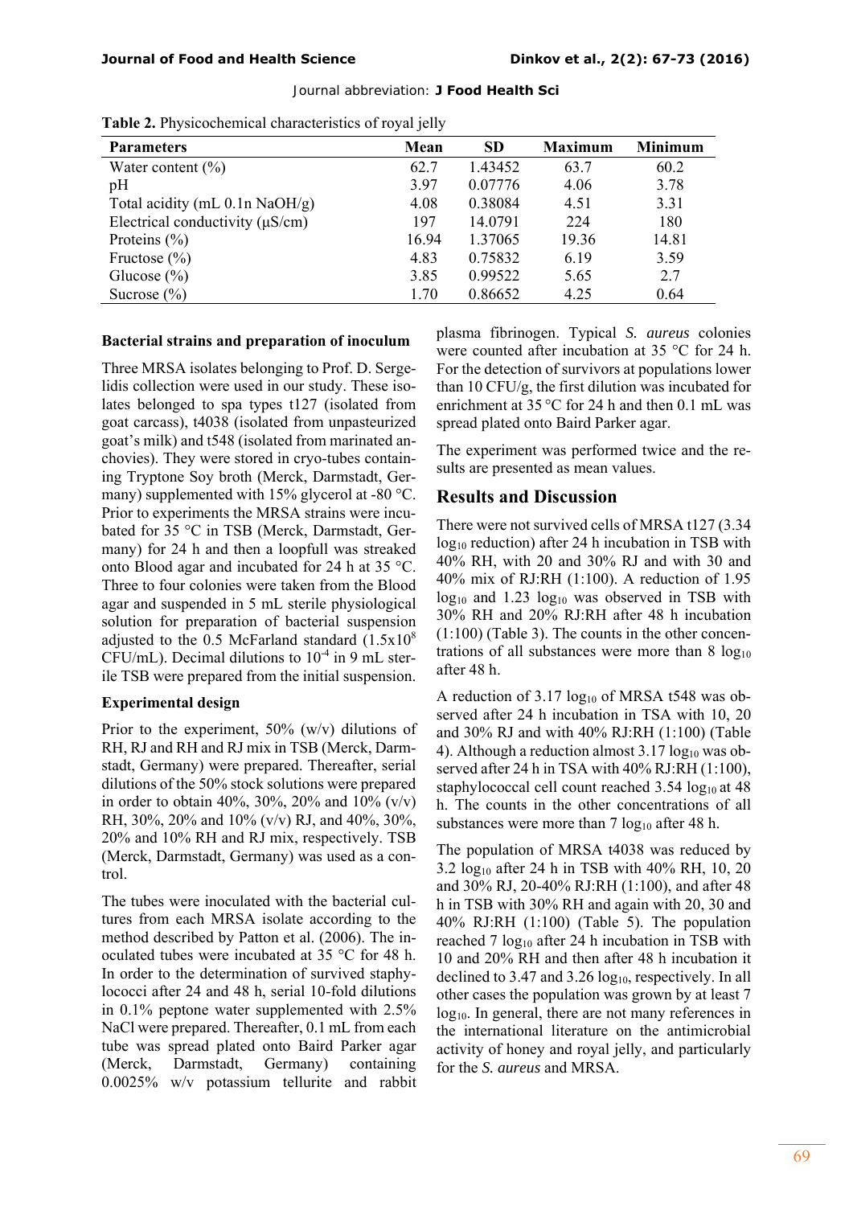**Table 2.** Physicochemical characteristics of royal jelly

| Parameters | Mean | SD | Maximum | Minimum |
|---|---|---|---|---|
| Water content (%) | 62.7 | 1.43452 | 63.7 | 60.2 |
| pH | 3.97 | 0.07776 | 4.06 | 3.78 |
| Total acidity (mL 0.1n NaOH/g) | 4.08 | 0.38084 | 4.51 | 3.31 |
| Electrical conductivity (μS/cm) | 197 | 14.0791 | 224 | 180 |
| Proteins (%) | 16.94 | 1.37065 | 19.36 | 14.81 |
| Fructose (%) | 4.83 | 0.75832 | 6.19 | 3.59 |
| Glucose (%) | 3.85 | 0.99522 | 5.65 | 2.7 |
| Sucrose (%) | 1.70 | 0.86652 | 4.25 | 0.64 |

### Bacterial strains and preparation of inoculum

Three MRSA isolates belonging to Prof. D. Sergelidis collection were used in our study. These isolates belonged to spa types t127 (isolated from goat carcass), t4038 (isolated from unpasteurized goat's milk) and t548 (isolated from marinated anchovies). They were stored in cryo-tubes containing Tryptone Soy broth (Merck, Darmstadt, Germany) supplemented with 15% glycerol at -80 °C. Prior to experiments the MRSA strains were incubated for 35 °C in TSB (Merck, Darmstadt, Germany) for 24 h and then a loopfull was streaked onto Blood agar and incubated for 24 h at 35 °C. Three to four colonies were taken from the Blood agar and suspended in 5 mL sterile physiological solution for preparation of bacterial suspension adjusted to the 0.5 McFarland standard ($1.5 \times 10^8$ CFU/mL). Decimal dilutions to $10^{-4}$ in 9 mL sterile TSB were prepared from the initial suspension.

### Experimental design

Prior to the experiment, 50% (w/v) dilutions of RH, RJ and RH and RJ mix in TSB (Merck, Darmstadt, Germany) were prepared. Thereafter, serial dilutions of the 50% stock solutions were prepared in order to obtain 40%, 30%, 20% and 10% (v/v) RH, 30%, 20% and 10% (v/v) RJ, and 40%, 30%, 20% and 10% RH and RJ mix, respectively. TSB (Merck, Darmstadt, Germany) was used as a control.

The tubes were inoculated with the bacterial cultures from each MRSA isolate according to the method described by Patton et al. (2006). The inoculated tubes were incubated at 35 °C for 48 h. In order to the determination of survived staphylococci after 24 and 48 h, serial 10-fold dilutions in 0.1% peptone water supplemented with 2.5% NaCl were prepared. Thereafter, 0.1 mL from each tube was spread plated onto Baird Parker agar (Merck, Darmstadt, Germany) containing 0.0025% w/v potassium tellurite and rabbit plasma fibrinogen. Typical *S. aureus* colonies were counted after incubation at 35 °C for 24 h. For the detection of survivors at populations lower than 10 CFU/g, the first dilution was incubated for enrichment at 35 °C for 24 h and then 0.1 mL was spread plated onto Baird Parker agar.

The experiment was performed twice and the results are presented as mean values.

## Results and Discussion

There were not survived cells of MRSA t127 (3.34 $\log_{10}$ reduction) after 24 h incubation in TSB with 40% RH, with 20 and 30% RJ and with 30 and 40% mix of RJ:RH (1:100). A reduction of 1.95 $\log_{10}$ and 1.23 $\log_{10}$ was observed in TSB with 30% RH and 20% RJ:RH after 48 h incubation (1:100) (Table 3). The counts in the other concentrations of all substances were more than 8 $\log_{10}$ after 48 h.

A reduction of 3.17 $\log_{10}$ of MRSA t548 was observed after 24 h incubation in TSA with 10, 20 and 30% RJ and with 40% RJ:RH (1:100) (Table 4). Although a reduction almost 3.17 $\log_{10}$ was observed after 24 h in TSA with 40% RJ:RH (1:100), staphylococcal cell count reached 3.54 $\log_{10}$ at 48 h. The counts in the other concentrations of all substances were more than 7 $\log_{10}$ after 48 h.

The population of MRSA t4038 was reduced by 3.2 $\log_{10}$ after 24 h in TSB with 40% RH, 10, 20 and 30% RJ, 20-40% RJ:RH (1:100), and after 48 h in TSB with 30% RH and again with 20, 30 and 40% RJ:RH (1:100) (Table 5). The population reached 7 $\log_{10}$ after 24 h incubation in TSB with 10 and 20% RH and then after 48 h incubation it declined to 3.47 and 3.26 $\log_{10}$, respectively. In all other cases the population was grown by at least 7 $\log_{10}$. In general, there are not many references in the international literature on the antimicrobial activity of honey and royal jelly, and particularly for the *S. aureus* and MRSA.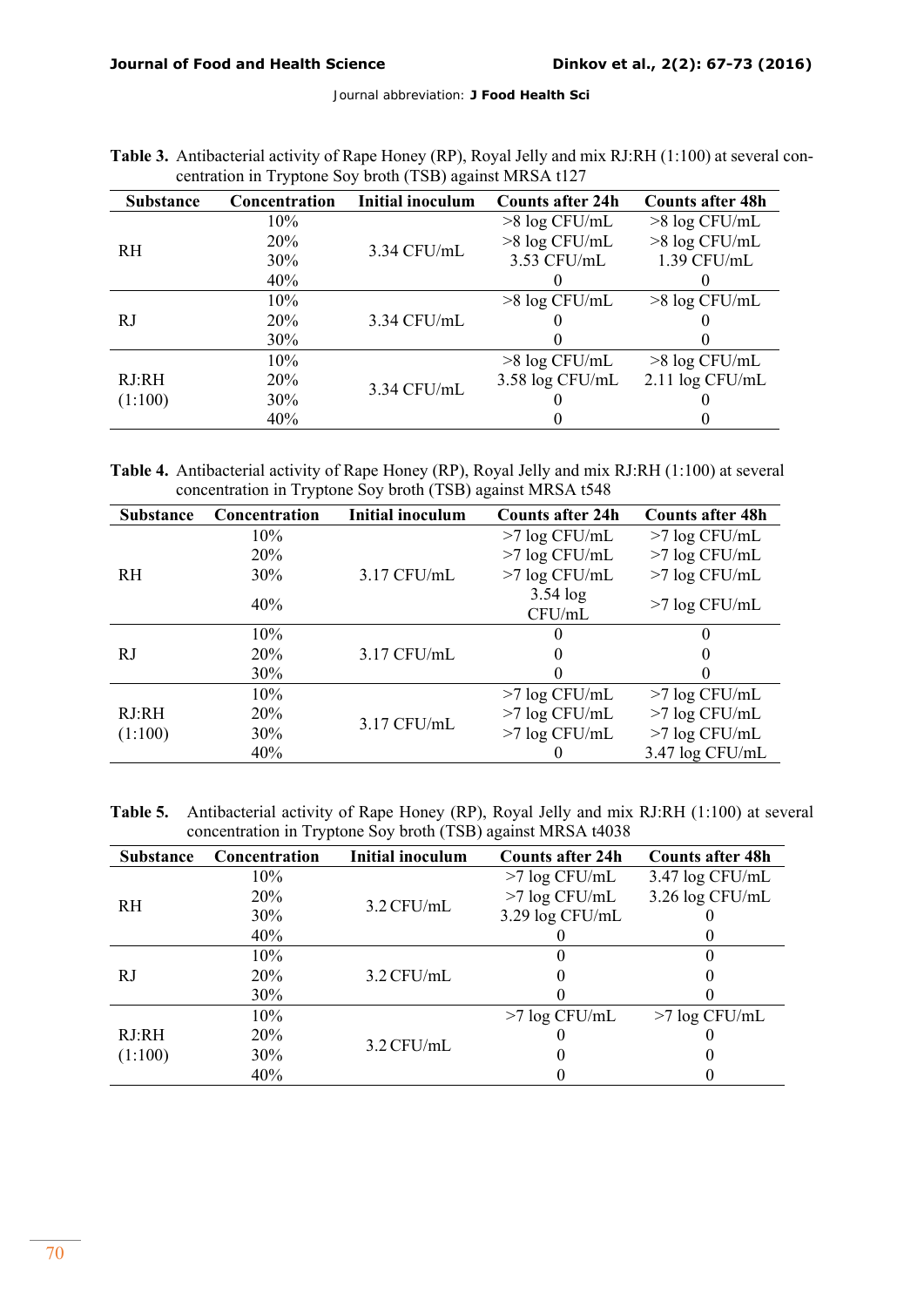**Table 3.** Antibacterial activity of Rape Honey (RP), Royal Jelly and mix RJ:RH (1:100) at several concentration in Tryptone Soy broth (TSB) against MRSA t127

| Substance | Concentration | Initial inoculum | Counts after 24h | Counts after 48h |
|---|---|---|---|---|
| RH | 10% | 3.34 CFU/mL | >8 log CFU/mL | >8 log CFU/mL |
| | 20% | | >8 log CFU/mL | >8 log CFU/mL |
| | 30% | | 3.53 CFU/mL | 1.39 CFU/mL |
| | 40% | | 0 | 0 |
| RJ | 10% | 3.34 CFU/mL | >8 log CFU/mL | >8 log CFU/mL |
| | 20% | | 0 | 0 |
| | 30% | | 0 | 0 |
| RJ:RH (1:100) | 10% | 3.34 CFU/mL | >8 log CFU/mL | >8 log CFU/mL |
| | 20% | | 3.58 log CFU/mL | 2.11 log CFU/mL |
| | 30% | | 0 | 0 |
| | 40% | | 0 | 0 |

**Table 4.** Antibacterial activity of Rape Honey (RP), Royal Jelly and mix RJ:RH (1:100) at several concentration in Tryptone Soy broth (TSB) against MRSA t548

| Substance | Concentration | Initial inoculum | Counts after 24h | Counts after 48h |
|---|---|---|---|---|
| RH | 10% | 3.17 CFU/mL | >7 log CFU/mL | >7 log CFU/mL |
| | 20% | | >7 log CFU/mL | >7 log CFU/mL |
| | 30% | | >7 log CFU/mL | >7 log CFU/mL |
| | 40% | | 3.54 log CFU/mL | >7 log CFU/mL |
| RJ | 10% | 3.17 CFU/mL | 0 | 0 |
| | 20% | | 0 | 0 |
| | 30% | | 0 | 0 |
| RJ:RH (1:100) | 10% | 3.17 CFU/mL | >7 log CFU/mL | >7 log CFU/mL |
| | 20% | | >7 log CFU/mL | >7 log CFU/mL |
| | 30% | | >7 log CFU/mL | >7 log CFU/mL |
| | 40% | | 0 | 3.47 log CFU/mL |

**Table 5.** Antibacterial activity of Rape Honey (RP), Royal Jelly and mix RJ:RH (1:100) at several concentration in Tryptone Soy broth (TSB) against MRSA t4038

| Substance | Concentration | Initial inoculum | Counts after 24h | Counts after 48h |
|---|---|---|---|---|
| RH | 10% | 3.2 CFU/mL | >7 log CFU/mL | 3.47 log CFU/mL |
| | 20% | | >7 log CFU/mL | 3.26 log CFU/mL |
| | 30% | | 3.29 log CFU/mL | 0 |
| | 40% | | 0 | 0 |
| RJ | 10% | 3.2 CFU/mL | 0 | 0 |
| | 20% | | 0 | 0 |
| | 30% | | 0 | 0 |
| RJ:RH (1:100) | 10% | 3.2 CFU/mL | >7 log CFU/mL | >7 log CFU/mL |
| | 20% | | 0 | 0 |
| | 30% | | 0 | 0 |
| | 40% | | 0 | 0 |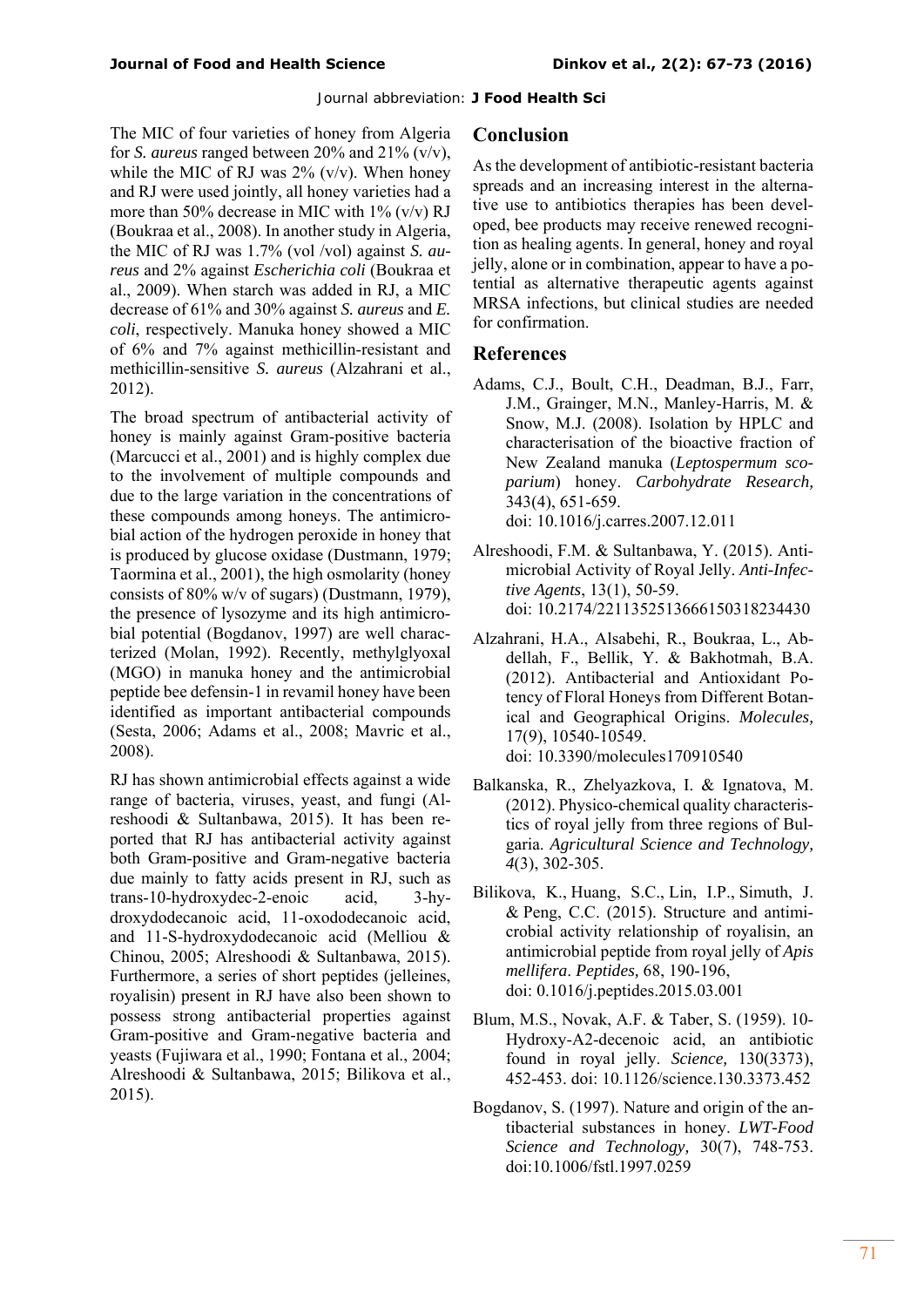The MIC of four varieties of honey from Algeria for *S. aureus* ranged between 20% and 21% (v/v), while the MIC of RJ was 2% (v/v). When honey and RJ were used jointly, all honey varieties had a more than 50% decrease in MIC with 1% (v/v) RJ (Boukraa et al., 2008). In another study in Algeria, the MIC of RJ was 1.7% (vol /vol) against *S. aureus* and 2% against *Escherichia coli* (Boukraa et al., 2009). When starch was added in RJ, a MIC decrease of 61% and 30% against *S. aureus* and *E. coli*, respectively. Manuka honey showed a MIC of 6% and 7% against methicillin-resistant and methicillin-sensitive *S. aureus* (Alzahrani et al., 2012).

The broad spectrum of antibacterial activity of honey is mainly against Gram-positive bacteria (Marcucci et al., 2001) and is highly complex due to the involvement of multiple compounds and due to the large variation in the concentrations of these compounds among honeys. The antimicrobial action of the hydrogen peroxide in honey that is produced by glucose oxidase (Dustmann, 1979; Taormina et al., 2001), the high osmolarity (honey consists of 80% w/v of sugars) (Dustmann, 1979), the presence of lysozyme and its high antimicrobial potential (Bogdanov, 1997) are well characterized (Molan, 1992). Recently, methylglyoxal (MGO) in manuka honey and the antimicrobial peptide bee defensin-1 in revamil honey have been identified as important antibacterial compounds (Sesta, 2006; Adams et al., 2008; Mavric et al., 2008).

RJ has shown antimicrobial effects against a wide range of bacteria, viruses, yeast, and fungi (Alreshoodi & Sultanbawa, 2015). It has been reported that RJ has antibacterial activity against both Gram-positive and Gram-negative bacteria due mainly to fatty acids present in RJ, such as trans-10-hydroxydec-2-enoic acid, 3-hydroxydodecanoic acid, 11-oxododecanoic acid, and 11-S-hydroxydodecanoic acid (Melliou & Chinou, 2005; Alreshoodi & Sultanbawa, 2015). Furthermore, a series of short peptides (jelleines, royalisin) present in RJ have also been shown to possess strong antibacterial properties against Gram-positive and Gram-negative bacteria and yeasts (Fujiwara et al., 1990; Fontana et al., 2004; Alreshoodi & Sultanbawa, 2015; Bilikova et al., 2015).

## Conclusion

As the development of antibiotic-resistant bacteria spreads and an increasing interest in the alternative use to antibiotics therapies has been developed, bee products may receive renewed recognition as healing agents. In general, honey and royal jelly, alone or in combination, appear to have a potential as alternative therapeutic agents against MRSA infections, but clinical studies are needed for confirmation.

## References

Adams, C.J., Boult, C.H., Deadman, B.J., Farr, J.M., Grainger, M.N., Manley-Harris, M. & Snow, M.J. (2008). Isolation by HPLC and characterisation of the bioactive fraction of New Zealand manuka (*Leptospermum scoparium*) honey. *Carbohydrate Research,* 343(4), 651-659. doi: 10.1016/j.carres.2007.12.011

Alreshoodi, F.M. & Sultanbawa, Y. (2015). Antimicrobial Activity of Royal Jelly. *Anti-Infective Agents*, 13(1), 50-59. doi: 10.2174/2211352513666150318234430

Alzahrani, H.A., Alsabehi, R., Boukraa, L., Abdellah, F., Bellik, Y. & Bakhotmah, B.A. (2012). Antibacterial and Antioxidant Potency of Floral Honeys from Different Botanical and Geographical Origins. *Molecules,* 17(9), 10540-10549. doi: 10.3390/molecules170910540

Balkanska, R., Zhelyazkova, I. & Ignatova, M. (2012). Physico-chemical quality characteristics of royal jelly from three regions of Bulgaria. *Agricultural Science and Technology, 4*(3), 302-305.

Bilikova, K., Huang, S.C., Lin, I.P., Simuth, J. & Peng, C.C. (2015). Structure and antimicrobial activity relationship of royalisin, an antimicrobial peptide from royal jelly of *Apis mellifera*. *Peptides,* 68, 190-196, doi: 0.1016/j.peptides.2015.03.001

Blum, M.S., Novak, A.F. & Taber, S. (1959). 10-Hydroxy-A2-decenoic acid, an antibiotic found in royal jelly. *Science,* 130(3373), 452-453. doi: 10.1126/science.130.3373.452

Bogdanov, S. (1997). Nature and origin of the antibacterial substances in honey. *LWT-Food Science and Technology,* 30(7), 748-753. doi:10.1006/fstl.1997.0259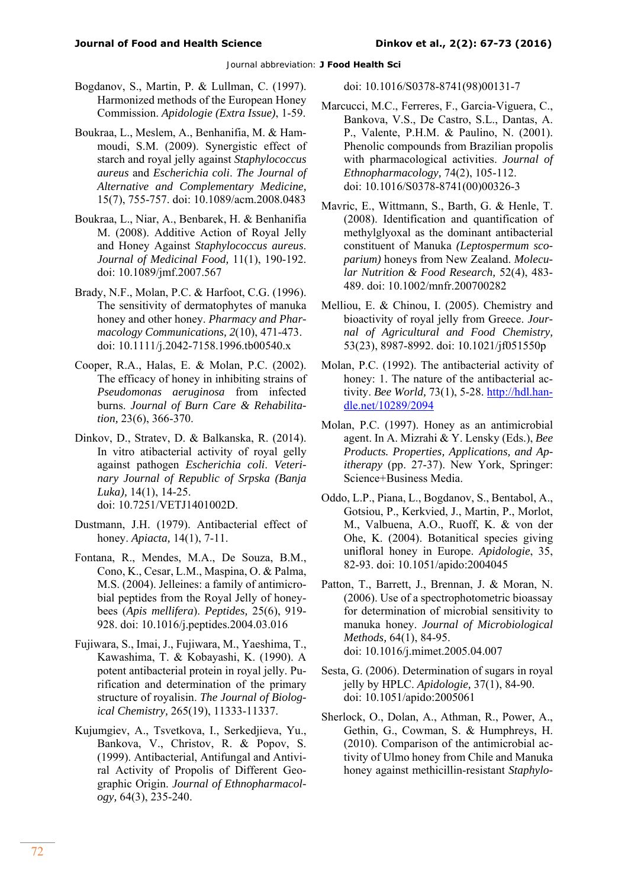Bogdanov, S., Martin, P. & Lullman, C. (1997). Harmonized methods of the European Honey Commission. *Apidologie (Extra Issue)*, 1-59.

Boukraa, L., Meslem, A., Benhanifia, M. & Hammoudi, S.M. (2009). Synergistic effect of starch and royal jelly against *Staphylococcus aureus* and *Escherichia coli*. *The Journal of Alternative and Complementary Medicine,* 15(7), 755-757. doi: 10.1089/acm.2008.0483

Boukraa, L., Niar, A., Benbarek, H. & Benhanifia M. (2008). Additive Action of Royal Jelly and Honey Against *Staphylococcus aureus*. *Journal of Medicinal Food,* 11(1), 190-192. doi: 10.1089/jmf.2007.567

Brady, N.F., Molan, P.C. & Harfoot, C.G. (1996). The sensitivity of dermatophytes of manuka honey and other honey. *Pharmacy and Pharmacology Communications, 2*(10), 471-473. doi: 10.1111/j.2042-7158.1996.tb00540.x

Cooper, R.A., Halas, E. & Molan, P.C. (2002). The efficacy of honey in inhibiting strains of *Pseudomonas aeruginosa* from infected burns. *Journal of Burn Care & Rehabilitation,* 23(6), 366-370.

Dinkov, D., Stratev, D. & Balkanska, R. (2014). In vitro atibacterial activity of royal gelly against pathogen *Escherichia coli*. *Veterinary Journal of Republic of Srpska (Banja Luka),* 14(1), 14-25. doi: 10.7251/VETJ1401002D.

Dustmann, J.H. (1979). Antibacterial effect of honey. *Apiacta,* 14(1), 7-11.

Fontana, R., Mendes, M.A., De Souza, B.M., Cono, K., Cesar, L.M., Maspina, O. & Palma, M.S. (2004). Jelleines: a family of antimicrobial peptides from the Royal Jelly of honeybees (*Apis mellifera*). *Peptides,* 25(6), 919-928. doi: 10.1016/j.peptides.2004.03.016

Fujiwara, S., Imai, J., Fujiwara, M., Yaeshima, T., Kawashima, T. & Kobayashi, K. (1990). A potent antibacterial protein in royal jelly. Purification and determination of the primary structure of royalisin. *The Journal of Biological Chemistry,* 265(19), 11333-11337.

Kujumgiev, A., Tsvetkova, I., Serkedjieva, Yu., Bankova, V., Christov, R. & Popov, S. (1999). Antibacterial, Antifungal and Antiviral Activity of Propolis of Different Geographic Origin. *Journal of Ethnopharmacology,* 64(3), 235-240. doi: 10.1016/S0378-8741(98)00131-7

Marcucci, M.C., Ferreres, F., Garcia-Viguera, C., Bankova, V.S., De Castro, S.L., Dantas, A. P., Valente, P.H.M. & Paulino, N. (2001). Phenolic compounds from Brazilian propolis with pharmacological activities. *Journal of Ethnopharmacology,* 74(2), 105-112. doi: 10.1016/S0378-8741(00)00326-3

Mavric, E., Wittmann, S., Barth, G. & Henle, T. (2008). Identification and quantification of methylglyoxal as the dominant antibacterial constituent of Manuka *(Leptospermum scoparium)* honeys from New Zealand. *Molecular Nutrition & Food Research,* 52(4), 483-489. doi: 10.1002/mnfr.200700282

Melliou, E. & Chinou, I. (2005). Chemistry and bioactivity of royal jelly from Greece. *Journal of Agricultural and Food Chemistry,* 53(23), 8987-8992. doi: 10.1021/jf051550p

Molan, P.C. (1992). The antibacterial activity of honey: 1. The nature of the antibacterial activity. *Bee World,* 73(1), 5-28. http://hdl.handle.net/10289/2094

Molan, P.C. (1997). Honey as an antimicrobial agent. In A. Mizrahi & Y. Lensky (Eds.), *Bee Products. Properties, Applications, and Apitherapy* (pp. 27-37). New York, Springer: Science+Business Media.

Oddo, L.P., Piana, L., Bogdanov, S., Bentabol, A., Gotsiou, P., Kerkvied, J., Martin, P., Morlot, M., Valbuena, A.O., Ruoff, K. & von der Ohe, K. (2004). Botanitical species giving unifloral honey in Europe. *Apidologie*, 35, 82-93. doi: 10.1051/apido:2004045

Patton, T., Barrett, J., Brennan, J. & Moran, N. (2006). Use of a spectrophotometric bioassay for determination of microbial sensitivity to manuka honey. *Journal of Microbiological Methods,* 64(1), 84-95. doi: 10.1016/j.mimet.2005.04.007

Sesta, G. (2006). Determination of sugars in royal jelly by HPLC. *Apidologie,* 37(1), 84-90. doi: 10.1051/apido:2005061

Sherlock, O., Dolan, A., Athman, R., Power, A., Gethin, G., Cowman, S. & Humphreys, H. (2010). Comparison of the antimicrobial activity of Ulmo honey from Chile and Manuka honey against methicillin-resistant *Staphylo-*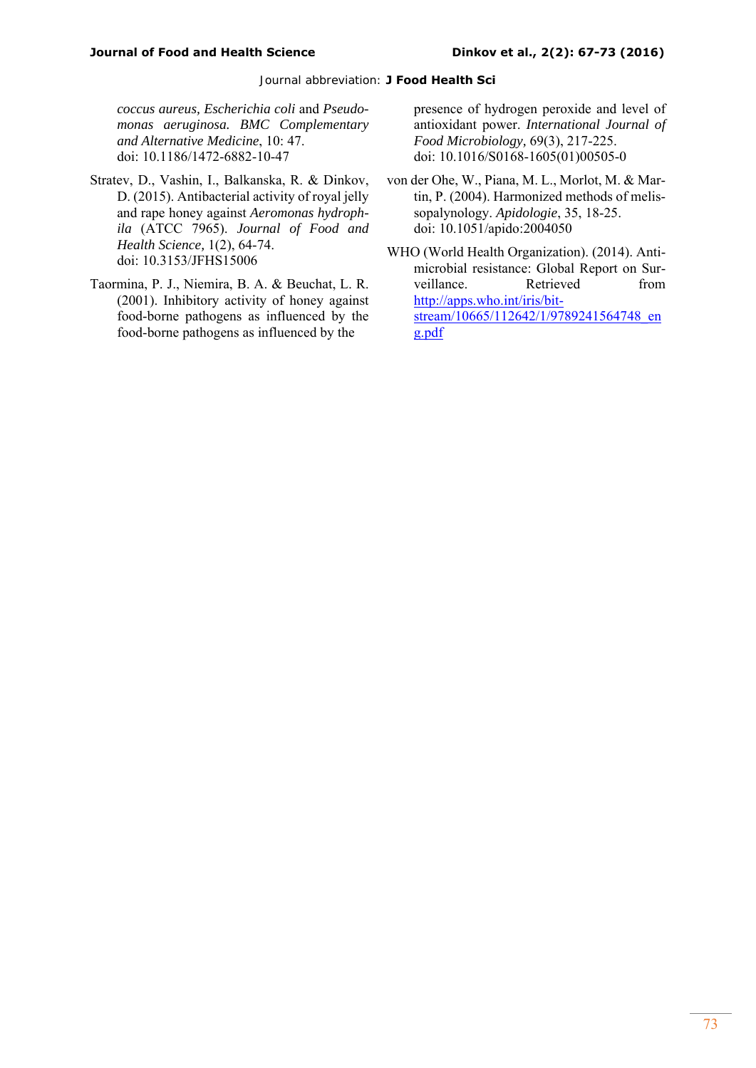*coccus aureus, Escherichia coli* and *Pseudomonas aeruginosa. BMC Complementary and Alternative Medicine*, 10: 47. doi: 10.1186/1472-6882-10-47

Stratev, D., Vashin, I., Balkanska, R. & Dinkov, D. (2015). Antibacterial activity of royal jelly and rape honey against *Aeromonas hydrophila* (ATCC 7965). *Journal of Food and Health Science,* 1(2), 64-74. doi: 10.3153/JFHS15006

Taormina, P. J., Niemira, B. A. & Beuchat, L. R. (2001). Inhibitory activity of honey against food-borne pathogens as influenced by the food-borne pathogens as influenced by the presence of hydrogen peroxide and level of antioxidant power. *International Journal of Food Microbiology,* 69(3), 217-225. doi: 10.1016/S0168-1605(01)00505-0

von der Ohe, W., Piana, M. L., Morlot, M. & Martin, P. (2004). Harmonized methods of melissopalynology. *Apidologie*, 35, 18-25. doi: 10.1051/apido:2004050

WHO (World Health Organization). (2014). Antimicrobial resistance: Global Report on Surveillance. Retrieved from http://apps.who.int/iris/bitstream/10665/112642/1/9789241564748_eng.pdf